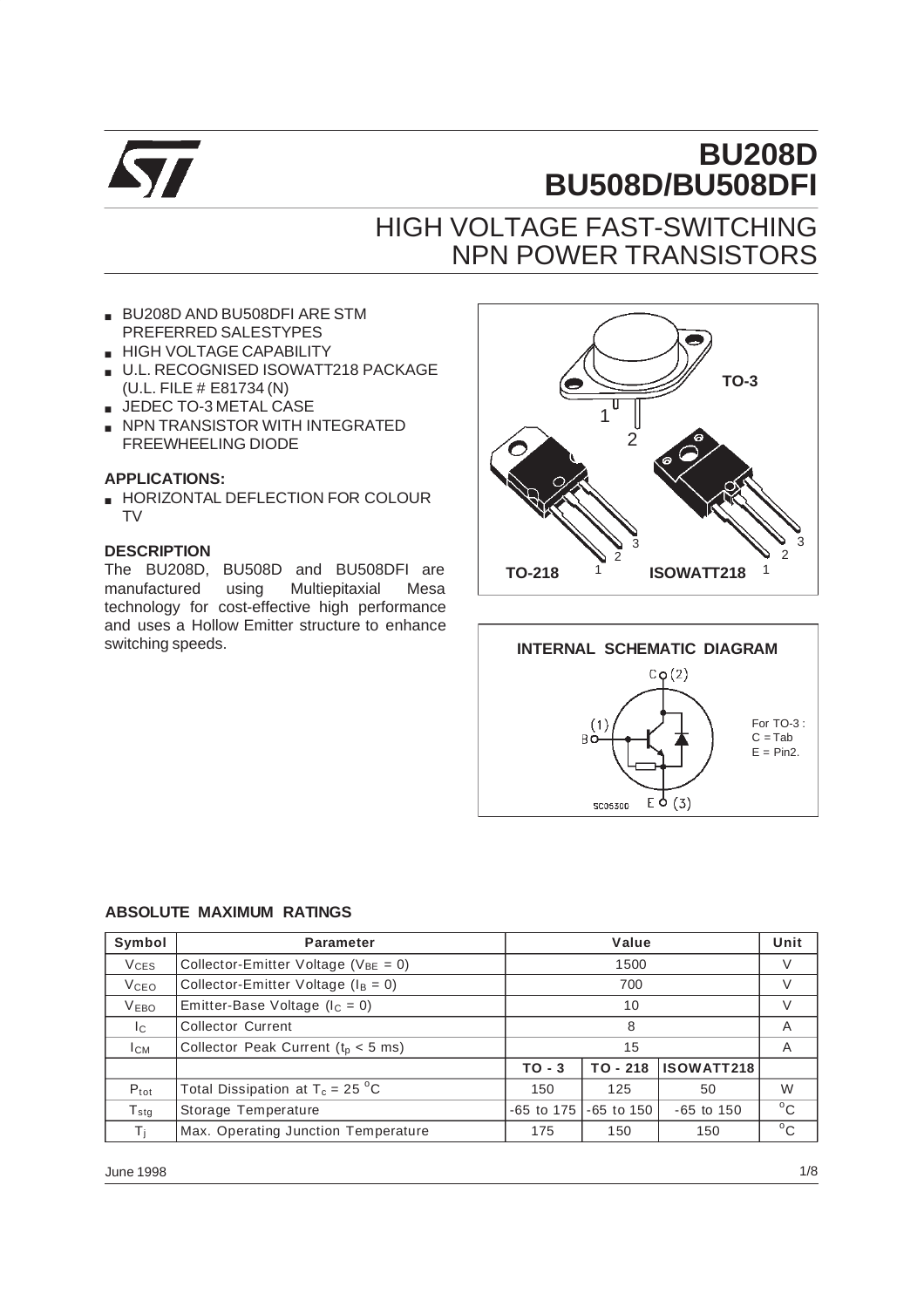# BU208D
# BU508D/BU508DFI

## HIGH VOLTAGE FAST-SWITCHING NPN POWER TRANSISTORS

- BU208D AND BU508DFI ARE STM PREFERRED SALESTYPES
- HIGH VOLTAGE CAPABILITY
- U.L. RECOGNISED ISOWATT218 PACKAGE (U.L. FILE # E81734 (N)
- JEDEC TO-3 METAL CASE
- NPN TRANSISTOR WITH INTEGRATED FREEWHEELING DIODE

### APPLICATIONS:

- HORIZONTAL DEFLECTION FOR COLOUR TV

### DESCRIPTION

The BU208D, BU508D and BU508DFI are manufactured using Multiepitaxial Mesa technology for cost-effective high performance and uses a Hollow Emitter structure to enhance switching speeds.

TO-3

TO-218

ISOWATT218

### INTERNAL SCHEMATIC DIAGRAM

For TO-3 :
C = Tab
E = Pin2.

### ABSOLUTE MAXIMUM RATINGS

| Symbol | Parameter | Value | | | Unit |
|---|---|---|---|---|---|
| $V_{CES}$ | Collector-Emitter Voltage ($V_{BE}$ = 0) | 1500 | | | V |
| $V_{CEO}$ | Collector-Emitter Voltage ($I_B$ = 0) | 700 | | | V |
| $V_{EBO}$ | Emitter-Base Voltage ($I_C$ = 0) | 10 | | | V |
| $I_C$ | Collector Current | 8 | | | A |
| $I_{CM}$ | Collector Peak Current ($t_p$ < 5 ms) | 15 | | | A |
| | | TO - 3 | TO - 218 | ISOWATT218 | |
| $P_{tot}$ | Total Dissipation at $T_c$ = 25 °C | 150 | 125 | 50 | W |
| $T_{stg}$ | Storage Temperature | -65 to 175 | -65 to 150 | -65 to 150 | °C |
| $T_j$ | Max. Operating Junction Temperature | 175 | 150 | 150 | °C |

June 1998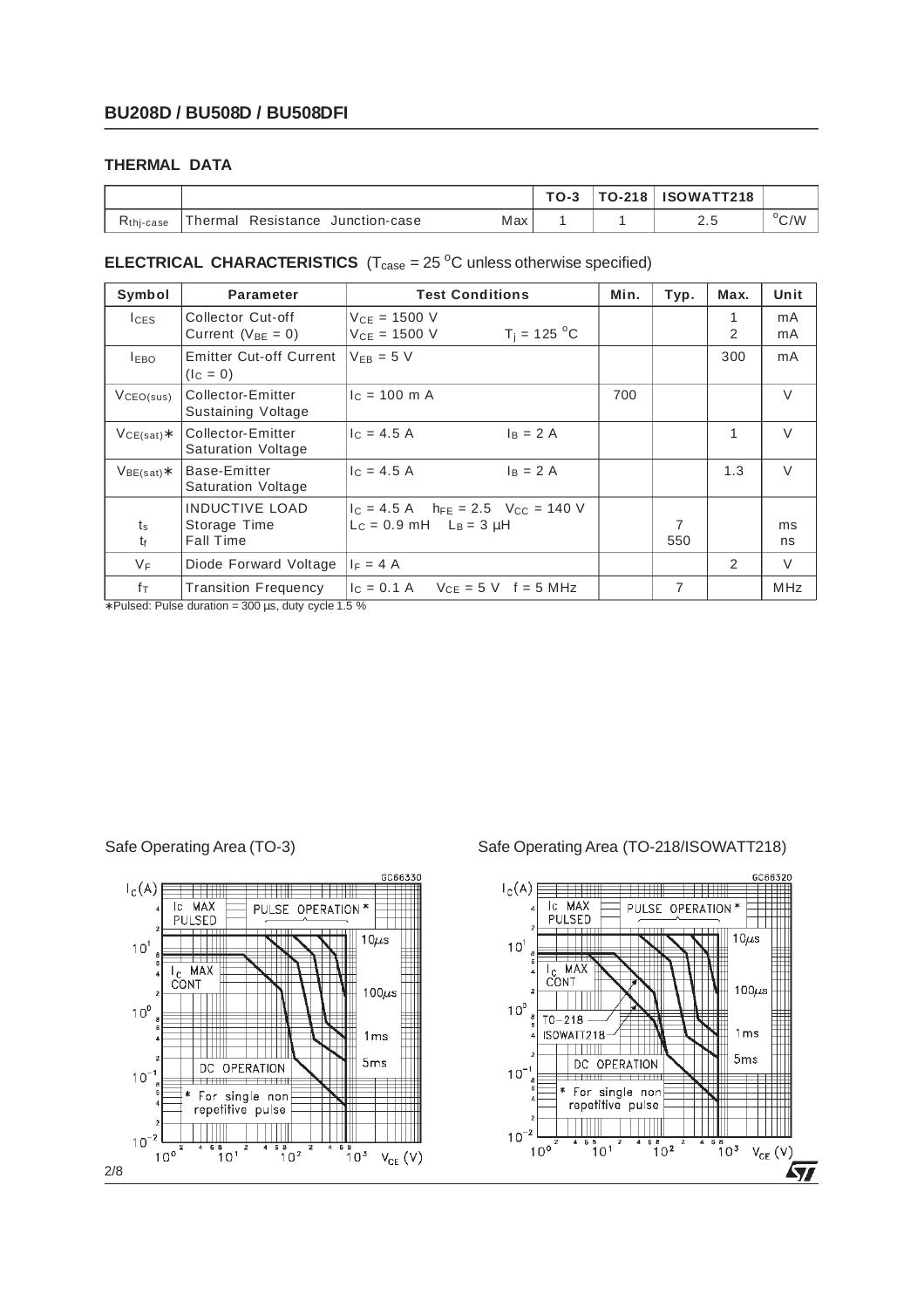### THERMAL DATA

| | | TO-3 | TO-218 | ISOWATT218 | |
|---|---|---|---|---|---|
| $R_{thj-case}$ | Thermal Resistance Junction-case Max | 1 | 1 | 2.5 | $^oC/W$ |

### ELECTRICAL CHARACTERISTICS ($T_{case}$ = 25 $^oC$ unless otherwise specified)

| Symbol | Parameter | Test Conditions | Min. | Typ. | Max. | Unit |
|---|---|---|---|---|---|---|
| $I_{CES}$ | Collector Cut-off Current ($V_{BE}$ = 0) | $V_{CE}$ = 1500 V<br>$V_{CE}$ = 1500 V $T_j$ = 125 $^oC$ | | | 1<br>2 | mA<br>mA |
| $I_{EBO}$ | Emitter Cut-off Current ($I_C$ = 0) | $V_{EB}$ = 5 V | | | 300 | mA |
| $V_{CEO(sus)}$ | Collector-Emitter Sustaining Voltage | $I_C$ = 100 m A | 700 | | | V |
| $V_{CE(sat)}$∗ | Collector-Emitter Saturation Voltage | $I_C$ = 4.5 A $I_B$ = 2 A | | | 1 | V |
| $V_{BE(sat)}$∗ | Base-Emitter Saturation Voltage | $I_C$ = 4.5 A $I_B$ = 2 A | | | 1.3 | V |
| $t_s$<br>$t_f$ | INDUCTIVE LOAD<br>Storage Time<br>Fall Time | $I_C$ = 4.5 A $h_{FE}$ = 2.5 $V_{CC}$ = 140 V<br>$L_C$ = 0.9 mH $L_B$ = 3 μH | | 7<br>550 | | ms<br>ns |
| $V_F$ | Diode Forward Voltage | $I_F$ = 4 A | | | 2 | V |
| $f_T$ | Transition Frequency | $I_C$ = 0.1 A $V_{CE}$ = 5 V f = 5 MHz | | 7 | | MHz |

∗Pulsed: Pulse duration = 300 μs, duty cycle 1.5 %

Safe Operating Area (TO-3)

Safe Operating Area (TO-218/ISOWATT218)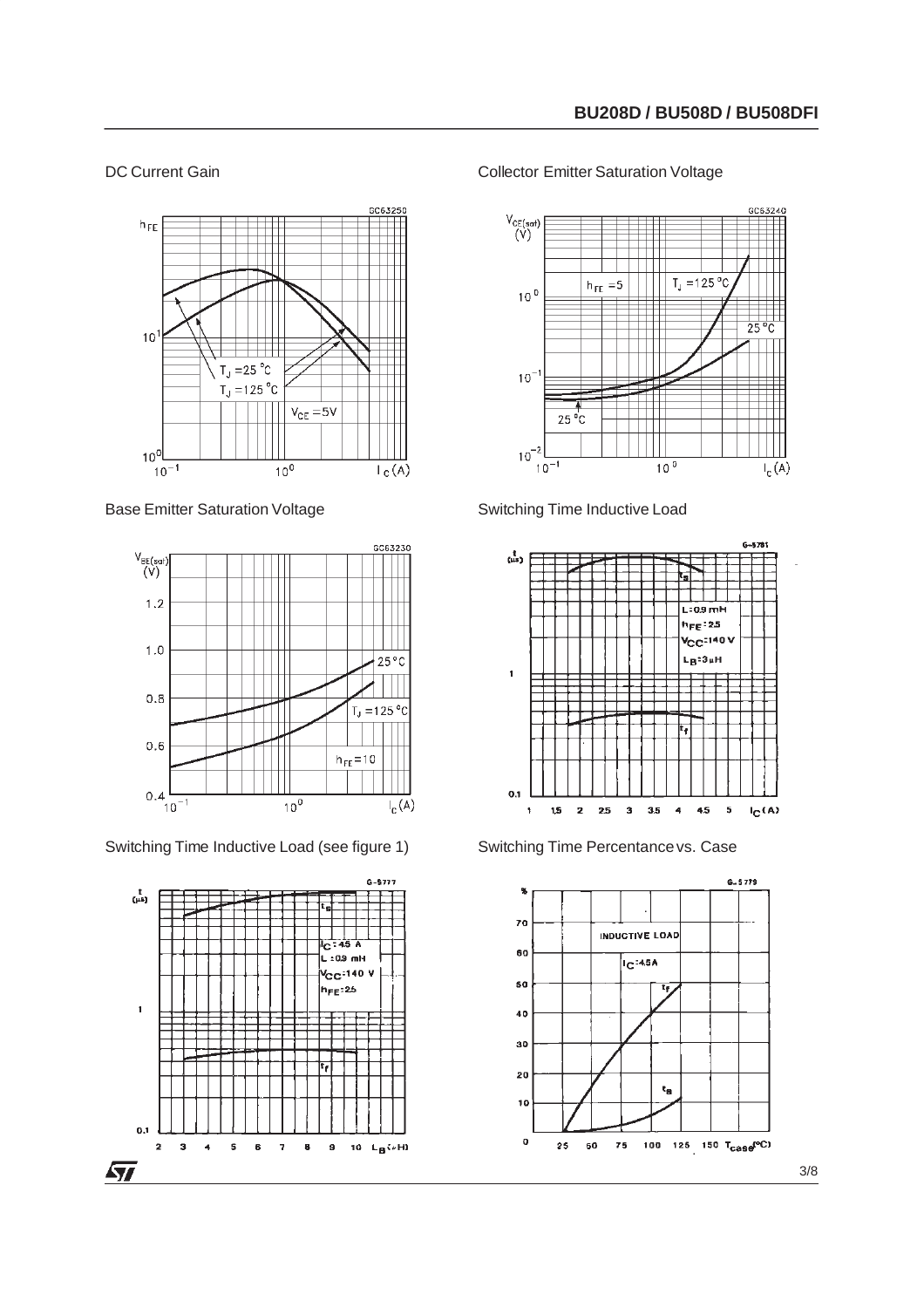DC Current Gain

Collector Emitter Saturation Voltage

Base Emitter Saturation Voltage

Switching Time Inductive Load

Switching Time Inductive Load (see figure 1)

Switching Time Percentance vs. Case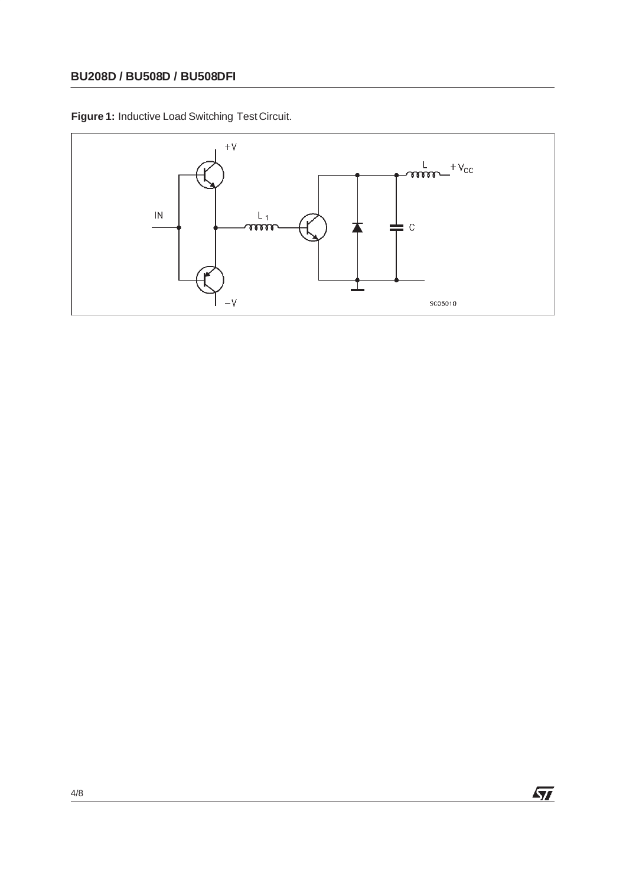**Figure 1:** Inductive Load Switching Test Circuit.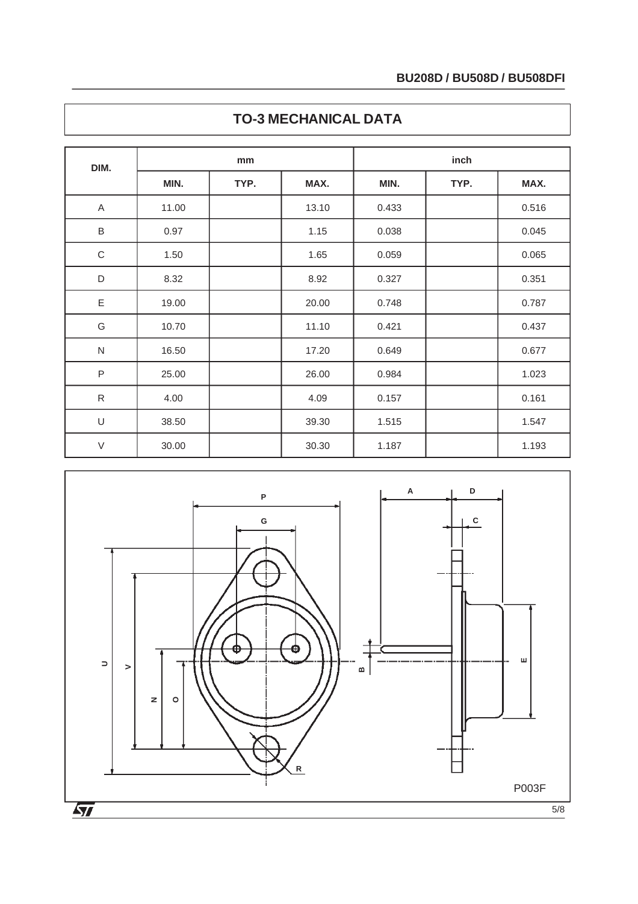## TO-3 MECHANICAL DATA

| DIM. | mm | | | inch | | |
|---|---|---|---|---|---|---|
| | MIN. | TYP. | MAX. | MIN. | TYP. | MAX. |
| A | 11.00 | | 13.10 | 0.433 | | 0.516 |
| B | 0.97 | | 1.15 | 0.038 | | 0.045 |
| C | 1.50 | | 1.65 | 0.059 | | 0.065 |
| D | 8.32 | | 8.92 | 0.327 | | 0.351 |
| E | 19.00 | | 20.00 | 0.748 | | 0.787 |
| G | 10.70 | | 11.10 | 0.421 | | 0.437 |
| N | 16.50 | | 17.20 | 0.649 | | 0.677 |
| P | 25.00 | | 26.00 | 0.984 | | 1.023 |
| R | 4.00 | | 4.09 | 0.157 | | 0.161 |
| U | 38.50 | | 39.30 | 1.515 | | 1.547 |
| V | 30.00 | | 30.30 | 1.187 | | 1.193 |

P003F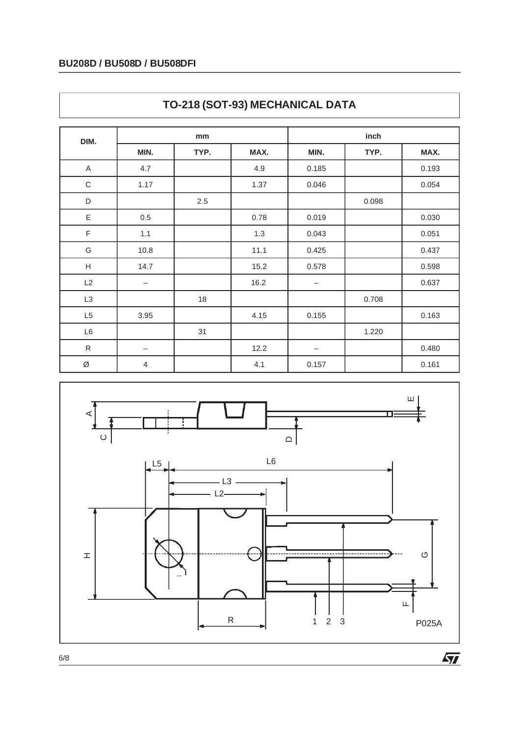## TO-218 (SOT-93) MECHANICAL DATA

| DIM. | mm | | | inch | | |
|---|---|---|---|---|---|---|
| | MIN. | TYP. | MAX. | MIN. | TYP. | MAX. |
| A | 4.7 | | 4.9 | 0.185 | | 0.193 |
| C | 1.17 | | 1.37 | 0.046 | | 0.054 |
| D | | 2.5 | | | 0.098 | |
| E | 0.5 | | 0.78 | 0.019 | | 0.030 |
| F | 1.1 | | 1.3 | 0.043 | | 0.051 |
| G | 10.8 | | 11.1 | 0.425 | | 0.437 |
| H | 14.7 | | 15.2 | 0.578 | | 0.598 |
| L2 | – | | 16.2 | – | | 0.637 |
| L3 | | 18 | | | 0.708 | |
| L5 | 3.95 | | 4.15 | 0.155 | | 0.163 |
| L6 | | 31 | | | 1.220 | |
| R | – | | 12.2 | – | | 0.480 |
| Ø | 4 | | 4.1 | 0.157 | | 0.161 |

P025A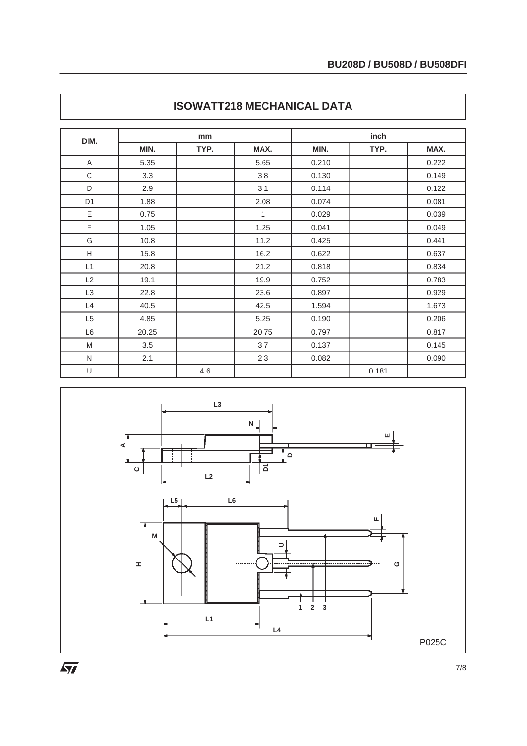## ISOWATT218 MECHANICAL DATA

| DIM. | mm | | | inch | | |
|---|---|---|---|---|---|---|
| | MIN. | TYP. | MAX. | MIN. | TYP. | MAX. |
| A | 5.35 | | 5.65 | 0.210 | | 0.222 |
| C | 3.3 | | 3.8 | 0.130 | | 0.149 |
| D | 2.9 | | 3.1 | 0.114 | | 0.122 |
| D1 | 1.88 | | 2.08 | 0.074 | | 0.081 |
| E | 0.75 | | 1 | 0.029 | | 0.039 |
| F | 1.05 | | 1.25 | 0.041 | | 0.049 |
| G | 10.8 | | 11.2 | 0.425 | | 0.441 |
| H | 15.8 | | 16.2 | 0.622 | | 0.637 |
| L1 | 20.8 | | 21.2 | 0.818 | | 0.834 |
| L2 | 19.1 | | 19.9 | 0.752 | | 0.783 |
| L3 | 22.8 | | 23.6 | 0.897 | | 0.929 |
| L4 | 40.5 | | 42.5 | 1.594 | | 1.673 |
| L5 | 4.85 | | 5.25 | 0.190 | | 0.206 |
| L6 | 20.25 | | 20.75 | 0.797 | | 0.817 |
| M | 3.5 | | 3.7 | 0.137 | | 0.145 |
| N | 2.1 | | 2.3 | 0.082 | | 0.090 |
| U | | 4.6 | | | 0.181 | |

P025C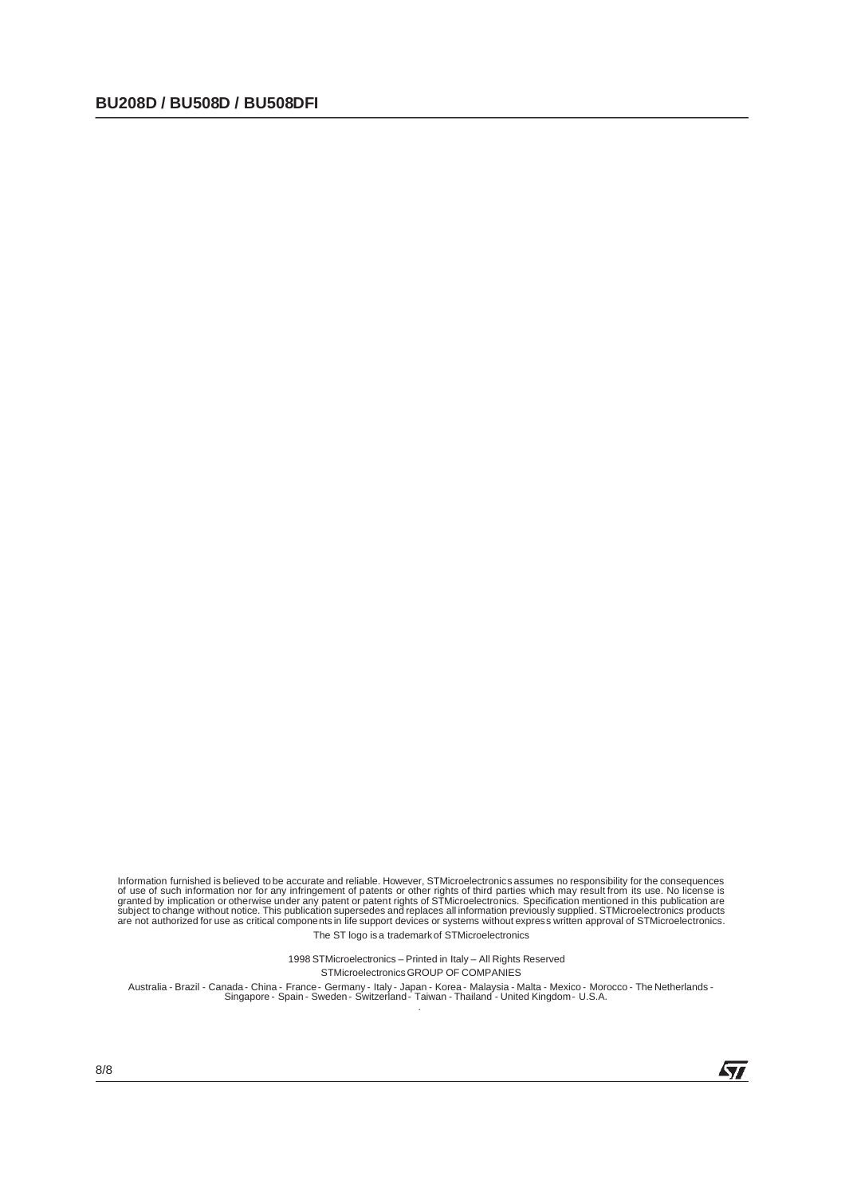Information furnished is believed to be accurate and reliable. However, STMicroelectronics assumes no responsibility for the consequences of use of such information nor for any infringement of patents or other rights of third parties which may result from its use. No license is granted by implication or otherwise under any patent or patent rights of STMicroelectronics. Specification mentioned in this publication are subject to change without notice. This publication supersedes and replaces all information previously supplied. STMicroelectronics products are not authorized for use as critical components in life support devices or systems without express written approval of STMicroelectronics.

The ST logo is a trademark of STMicroelectronics

1998 STMicroelectronics – Printed in Italy – All Rights Reserved

STMicroelectronics GROUP OF COMPANIES

Australia - Brazil - Canada - China - France - Germany - Italy - Japan - Korea - Malaysia - Malta - Mexico - Morocco - The Netherlands - Singapore - Spain - Sweden - Switzerland - Taiwan - Thailand - United Kingdom - U.S.A.